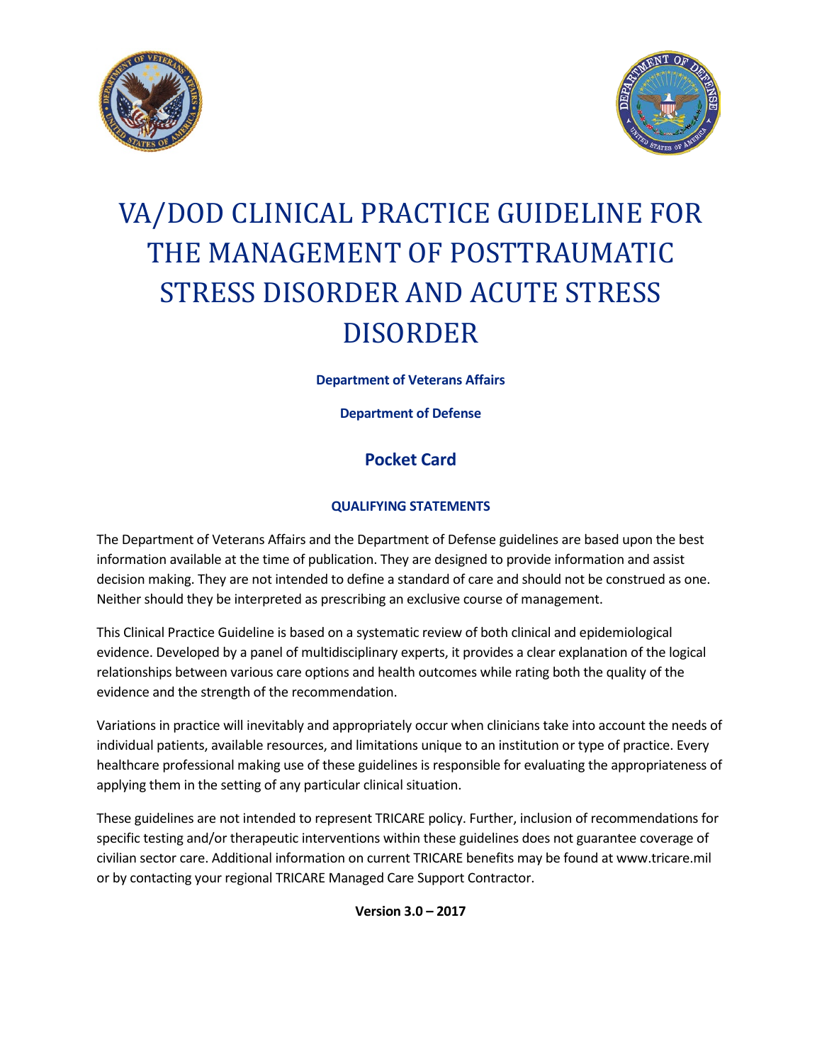# VA/DOD CLINICAL PRACTICE GUIDELINE FOR THE MANAGEMENT OF POSTTRAUMATIC STRESS DISORDER AND ACUTE STRESS DISORDER

**Department of Veterans Affairs**

**Department of Defense**

## Pocket Card

### QUALIFYING STATEMENTS

The Department of Veterans Affairs and the Department of Defense guidelines are based upon the best information available at the time of publication. They are designed to provide information and assist decision making. They are not intended to define a standard of care and should not be construed as one. Neither should they be interpreted as prescribing an exclusive course of management.

This Clinical Practice Guideline is based on a systematic review of both clinical and epidemiological evidence. Developed by a panel of multidisciplinary experts, it provides a clear explanation of the logical relationships between various care options and health outcomes while rating both the quality of the evidence and the strength of the recommendation.

Variations in practice will inevitably and appropriately occur when clinicians take into account the needs of individual patients, available resources, and limitations unique to an institution or type of practice. Every healthcare professional making use of these guidelines is responsible for evaluating the appropriateness of applying them in the setting of any particular clinical situation.

These guidelines are not intended to represent TRICARE policy. Further, inclusion of recommendations for specific testing and/or therapeutic interventions within these guidelines does not guarantee coverage of civilian sector care. Additional information on current TRICARE benefits may be found at www.tricare.mil or by contacting your regional TRICARE Managed Care Support Contractor.

**Version 3.0 – 2017**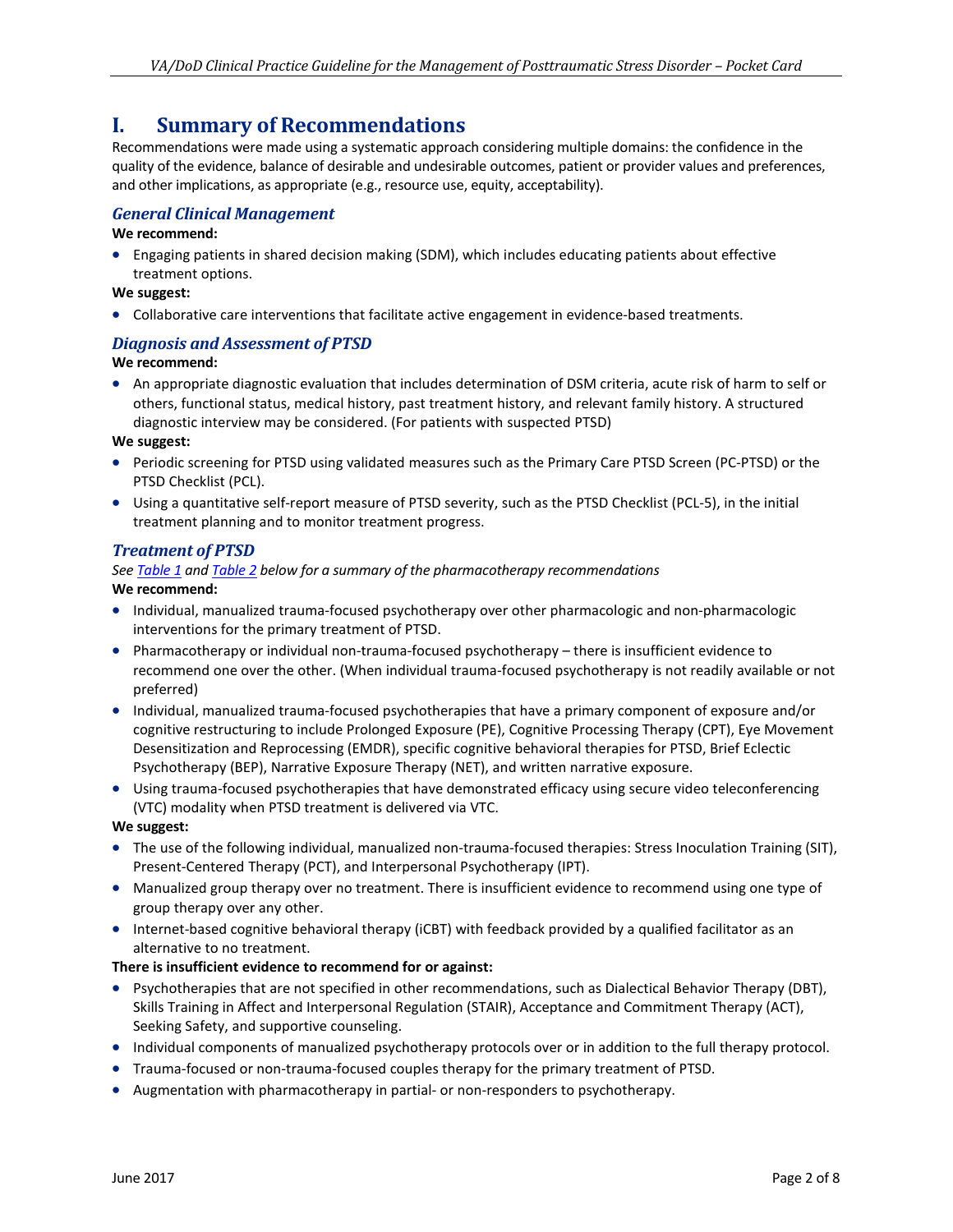# I. Summary of Recommendations

Recommendations were made using a systematic approach considering multiple domains: the confidence in the quality of the evidence, balance of desirable and undesirable outcomes, patient or provider values and preferences, and other implications, as appropriate (e.g., resource use, equity, acceptability).

## *General Clinical Management*

**We recommend:**

- Engaging patients in shared decision making (SDM), which includes educating patients about effective treatment options.

**We suggest:**

- Collaborative care interventions that facilitate active engagement in evidence-based treatments.

## *Diagnosis and Assessment of PTSD*

**We recommend:**

- An appropriate diagnostic evaluation that includes determination of DSM criteria, acute risk of harm to self or others, functional status, medical history, past treatment history, and relevant family history. A structured diagnostic interview may be considered. (For patients with suspected PTSD)

**We suggest:**

- Periodic screening for PTSD using validated measures such as the Primary Care PTSD Screen (PC-PTSD) or the PTSD Checklist (PCL).
- Using a quantitative self-report measure of PTSD severity, such as the PTSD Checklist (PCL-5), in the initial treatment planning and to monitor treatment progress.

## *Treatment of PTSD*

*See Table 1 and Table 2 below for a summary of the pharmacotherapy recommendations*

**We recommend:**

- Individual, manualized trauma-focused psychotherapy over other pharmacologic and non-pharmacologic interventions for the primary treatment of PTSD.
- Pharmacotherapy or individual non-trauma-focused psychotherapy – there is insufficient evidence to recommend one over the other. (When individual trauma-focused psychotherapy is not readily available or not preferred)
- Individual, manualized trauma-focused psychotherapies that have a primary component of exposure and/or cognitive restructuring to include Prolonged Exposure (PE), Cognitive Processing Therapy (CPT), Eye Movement Desensitization and Reprocessing (EMDR), specific cognitive behavioral therapies for PTSD, Brief Eclectic Psychotherapy (BEP), Narrative Exposure Therapy (NET), and written narrative exposure.
- Using trauma-focused psychotherapies that have demonstrated efficacy using secure video teleconferencing (VTC) modality when PTSD treatment is delivered via VTC.

**We suggest:**

- The use of the following individual, manualized non-trauma-focused therapies: Stress Inoculation Training (SIT), Present-Centered Therapy (PCT), and Interpersonal Psychotherapy (IPT).
- Manualized group therapy over no treatment. There is insufficient evidence to recommend using one type of group therapy over any other.
- Internet-based cognitive behavioral therapy (iCBT) with feedback provided by a qualified facilitator as an alternative to no treatment.

**There is insufficient evidence to recommend for or against:**

- Psychotherapies that are not specified in other recommendations, such as Dialectical Behavior Therapy (DBT), Skills Training in Affect and Interpersonal Regulation (STAIR), Acceptance and Commitment Therapy (ACT), Seeking Safety, and supportive counseling.
- Individual components of manualized psychotherapy protocols over or in addition to the full therapy protocol.
- Trauma-focused or non-trauma-focused couples therapy for the primary treatment of PTSD.
- Augmentation with pharmacotherapy in partial- or non-responders to psychotherapy.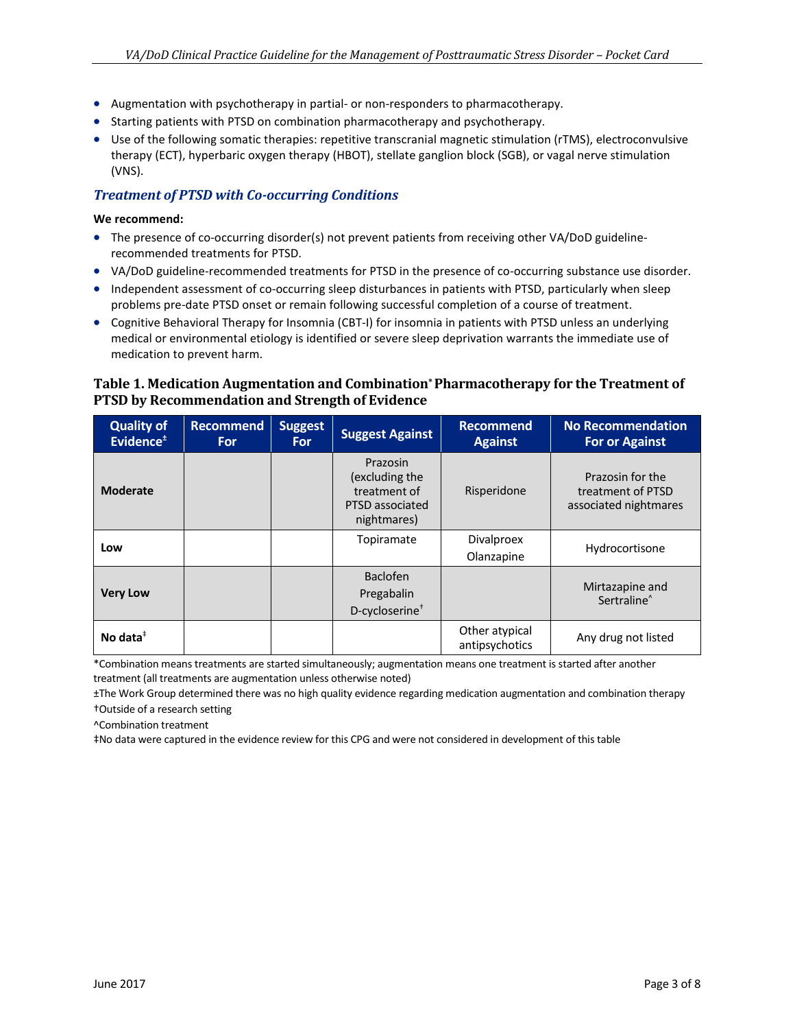- Augmentation with psychotherapy in partial- or non-responders to pharmacotherapy.
- Starting patients with PTSD on combination pharmacotherapy and psychotherapy.
- Use of the following somatic therapies: repetitive transcranial magnetic stimulation (rTMS), electroconvulsive therapy (ECT), hyperbaric oxygen therapy (HBOT), stellate ganglion block (SGB), or vagal nerve stimulation (VNS).

### *Treatment of PTSD with Co-occurring Conditions*

**We recommend:**

- The presence of co-occurring disorder(s) not prevent patients from receiving other VA/DoD guideline-recommended treatments for PTSD.
- VA/DoD guideline-recommended treatments for PTSD in the presence of co-occurring substance use disorder.
- Independent assessment of co-occurring sleep disturbances in patients with PTSD, particularly when sleep problems pre-date PTSD onset or remain following successful completion of a course of treatment.
- Cognitive Behavioral Therapy for Insomnia (CBT-I) for insomnia in patients with PTSD unless an underlying medical or environmental etiology is identified or severe sleep deprivation warrants the immediate use of medication to prevent harm.

### Table 1. Medication Augmentation and Combination* Pharmacotherapy for the Treatment of PTSD by Recommendation and Strength of Evidence

| Quality of Evidence± | Recommend For | Suggest For | Suggest Against | Recommend Against | No Recommendation For or Against |
|---|---|---|---|---|---|
| **Moderate** | | | Prazosin (excluding the treatment of PTSD associated nightmares) | Risperidone | Prazosin for the treatment of PTSD associated nightmares |
| **Low** | | | Topiramate | Divalproex<br>Olanzapine | Hydrocortisone |
| **Very Low** | | | Baclofen<br>Pregabalin<br>D-cycloserine† | | Mirtazapine and Sertraline^ |
| **No data‡** | | | | Other atypical antipsychotics | Any drug not listed |

*Combination means treatments are started simultaneously; augmentation means one treatment is started after another treatment (all treatments are augmentation unless otherwise noted)

±The Work Group determined there was no high quality evidence regarding medication augmentation and combination therapy

†Outside of a research setting

^Combination treatment

‡No data were captured in the evidence review for this CPG and were not considered in development of this table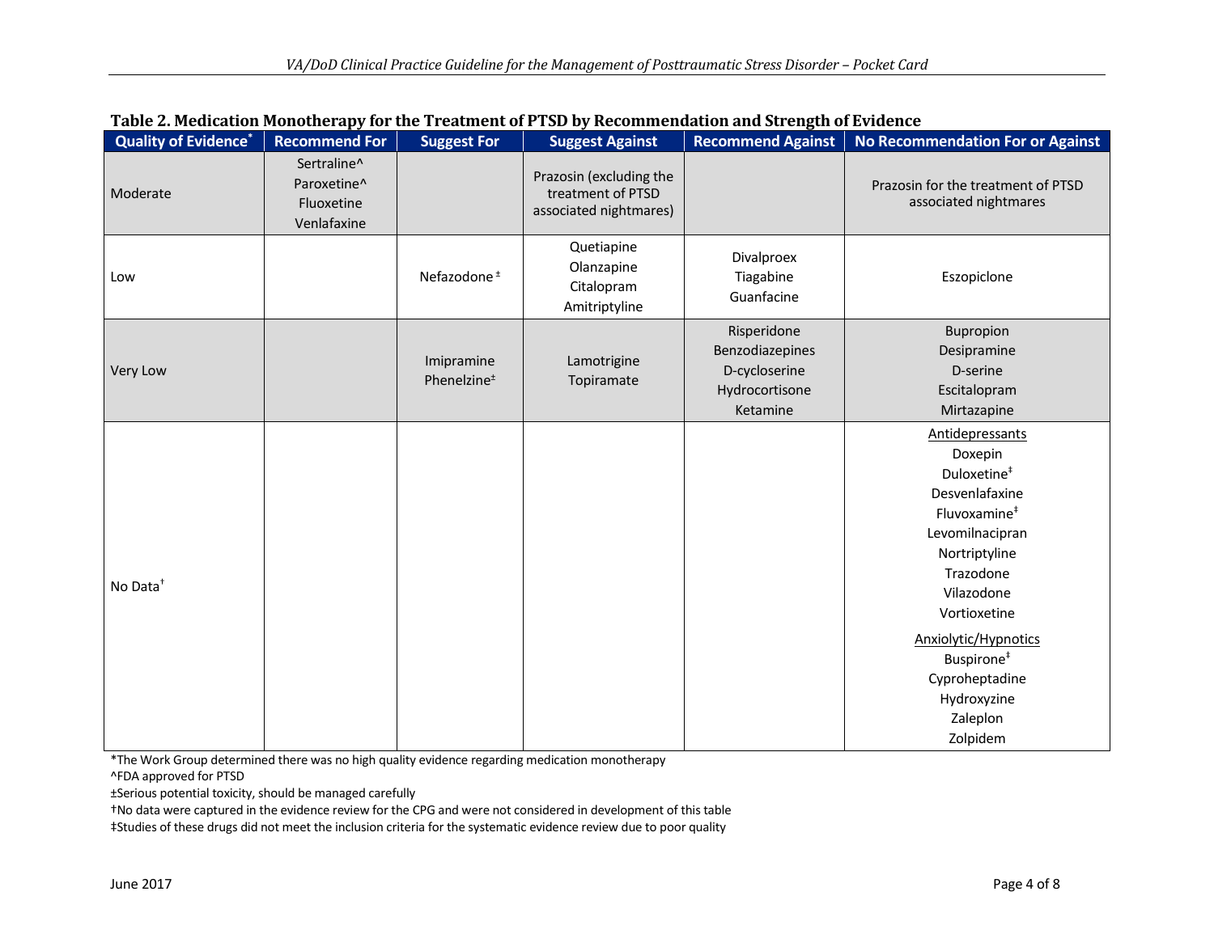**Table 2. Medication Monotherapy for the Treatment of PTSD by Recommendation and Strength of Evidence**

| Quality of Evidence* | Recommend For | Suggest For | Suggest Against | Recommend Against | No Recommendation For or Against |
|---|---|---|---|---|---|
| Moderate | Sertraline^<br>Paroxetine^<br>Fluoxetine<br>Venlafaxine | | Prazosin (excluding the treatment of PTSD associated nightmares) | | Prazosin for the treatment of PTSD associated nightmares |
| Low | | Nefazodone ± | Quetiapine<br>Olanzapine<br>Citalopram<br>Amitriptyline | Divalproex<br>Tiagabine<br>Guanfacine | Eszopiclone |
| Very Low | | Imipramine<br>Phenelzine± | Lamotrigine<br>Topiramate | Risperidone<br>Benzodiazepines<br>D-cycloserine<br>Hydrocortisone<br>Ketamine | Bupropion<br>Desipramine<br>D-serine<br>Escitalopram<br>Mirtazapine |
| No Data† | | | | | <u>Antidepressants</u><br>Doxepin<br>Duloxetine‡<br>Desvenlafaxine<br>Fluvoxamine‡<br>Levomilnacipran<br>Nortriptyline<br>Trazodone<br>Vilazodone<br>Vortioxetine<br><u>Anxiolytic/Hypnotics</u><br>Buspirone‡<br>Cyproheptadine<br>Hydroxyzine<br>Zaleplon<br>Zolpidem |

*The Work Group determined there was no high quality evidence regarding medication monotherapy

^FDA approved for PTSD

±Serious potential toxicity, should be managed carefully

†No data were captured in the evidence review for the CPG and were not considered in development of this table

‡Studies of these drugs did not meet the inclusion criteria for the systematic evidence review due to poor quality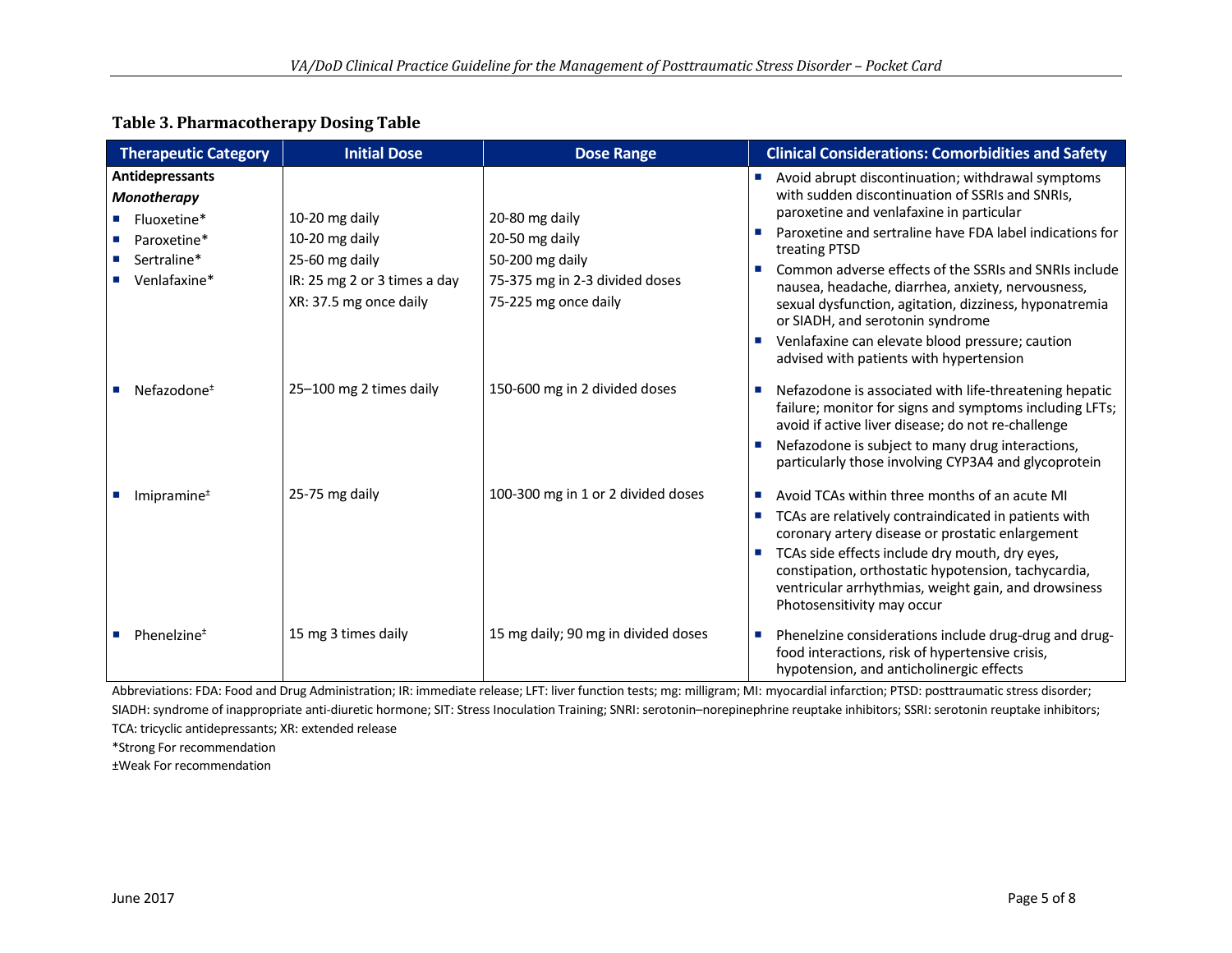**Table 3. Pharmacotherapy Dosing Table**

| Therapeutic Category | Initial Dose | Dose Range | Clinical Considerations: Comorbidities and Safety |
|---|---|---|---|
| **Antidepressants**<br>***Monotherapy***<br>■ Fluoxetine*<br>■ Paroxetine*<br>■ Sertraline*<br>■ Venlafaxine* | <br><br>10-20 mg daily<br>10-20 mg daily<br>25-60 mg daily<br>IR: 25 mg 2 or 3 times a day<br>XR: 37.5 mg once daily | <br><br>20-80 mg daily<br>20-50 mg daily<br>50-200 mg daily<br>75-375 mg in 2-3 divided doses<br>75-225 mg once daily | ■ Avoid abrupt discontinuation; withdrawal symptoms with sudden discontinuation of SSRIs and SNRIs, paroxetine and venlafaxine in particular<br>■ Paroxetine and sertraline have FDA label indications for treating PTSD<br>■ Common adverse effects of the SSRIs and SNRIs include nausea, headache, diarrhea, anxiety, nervousness, sexual dysfunction, agitation, dizziness, hyponatremia or SIADH, and serotonin syndrome<br>■ Venlafaxine can elevate blood pressure; caution advised with patients with hypertension |
| ■ Nefazodone± | 25–100 mg 2 times daily | 150-600 mg in 2 divided doses | ■ Nefazodone is associated with life-threatening hepatic failure; monitor for signs and symptoms including LFTs; avoid if active liver disease; do not re-challenge<br>■ Nefazodone is subject to many drug interactions, particularly those involving CYP3A4 and glycoprotein |
| ■ Imipramine± | 25-75 mg daily | 100-300 mg in 1 or 2 divided doses | ■ Avoid TCAs within three months of an acute MI<br>■ TCAs are relatively contraindicated in patients with coronary artery disease or prostatic enlargement<br>■ TCAs side effects include dry mouth, dry eyes, constipation, orthostatic hypotension, tachycardia, ventricular arrhythmias, weight gain, and drowsiness Photosensitivity may occur |
| ■ Phenelzine± | 15 mg 3 times daily | 15 mg daily; 90 mg in divided doses | ■ Phenelzine considerations include drug-drug and drug-food interactions, risk of hypertensive crisis, hypotension, and anticholinergic effects |

Abbreviations: FDA: Food and Drug Administration; IR: immediate release; LFT: liver function tests; mg: milligram; MI: myocardial infarction; PTSD: posttraumatic stress disorder; SIADH: syndrome of inappropriate anti-diuretic hormone; SIT: Stress Inoculation Training; SNRI: serotonin–norepinephrine reuptake inhibitors; SSRI: serotonin reuptake inhibitors; TCA: tricyclic antidepressants; XR: extended release

*Strong For recommendation

±Weak For recommendation

June 2017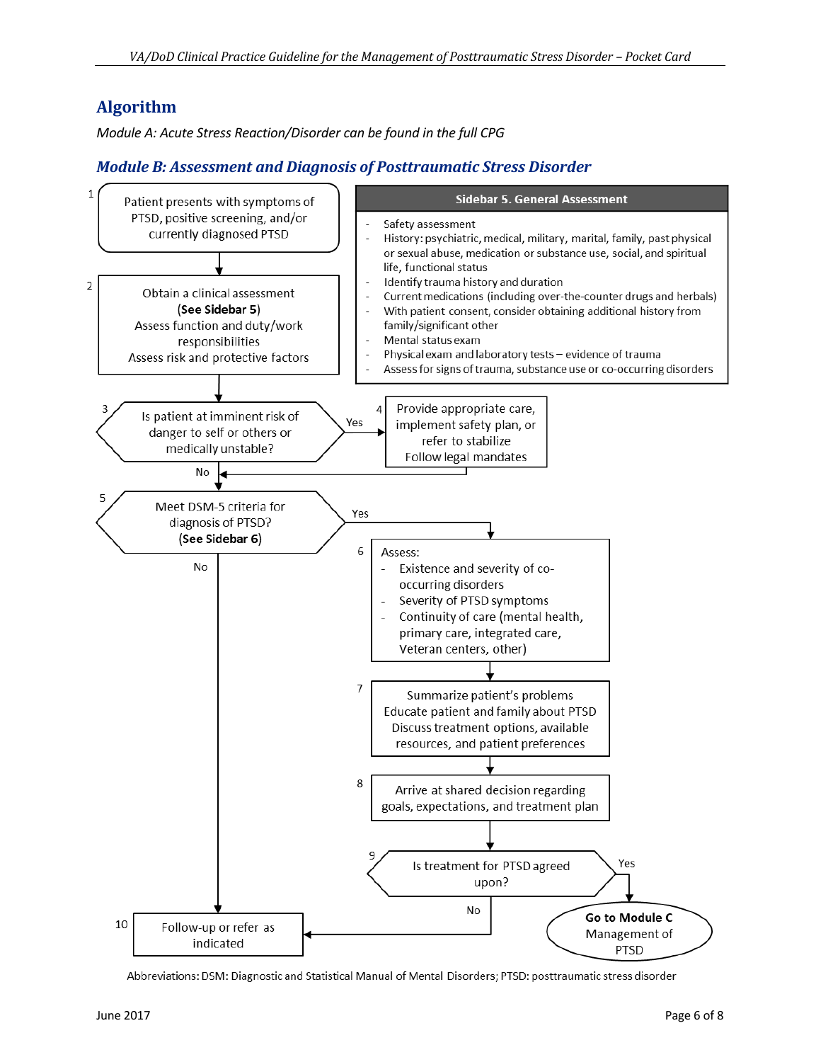## Algorithm

*Module A: Acute Stress Reaction/Disorder can be found in the full CPG*

### *Module B: Assessment and Diagnosis of Posttraumatic Stress Disorder*

1. Patient presents with symptoms of PTSD, positive screening, and/or currently diagnosed PTSD
2. Obtain a clinical assessment (**See Sidebar 5**)
   Assess function and duty/work responsibilities
   Assess risk and protective factors
3. Is patient at imminent risk of danger to self or others or medically unstable?
   - Yes → 4
   - No → 5
4. Provide appropriate care, implement safety plan, or refer to stabilize
   Follow legal mandates
   → 5
5. Meet DSM-5 criteria for diagnosis of PTSD? (**See Sidebar 6**)
   - Yes → 6
   - No → 10
6. Assess:
   - Existence and severity of co-occurring disorders
   - Severity of PTSD symptoms
   - Continuity of care (mental health, primary care, integrated care, Veteran centers, other)
7. Summarize patient's problems
   Educate patient and family about PTSD
   Discuss treatment options, available resources, and patient preferences
8. Arrive at shared decision regarding goals, expectations, and treatment plan
9. Is treatment for PTSD agreed upon?
   - Yes → **Go to Module C** Management of PTSD
   - No → 10
10. Follow-up or refer as indicated

**Sidebar 5. General Assessment**

- Safety assessment
- History: psychiatric, medical, military, marital, family, past physical or sexual abuse, medication or substance use, social, and spiritual life, functional status
- Identify trauma history and duration
- Current medications (including over-the-counter drugs and herbals)
- With patient consent, consider obtaining additional history from family/significant other
- Mental status exam
- Physical exam and laboratory tests – evidence of trauma
- Assess for signs of trauma, substance use or co-occurring disorders

Abbreviations: DSM: Diagnostic and Statistical Manual of Mental Disorders; PTSD: posttraumatic stress disorder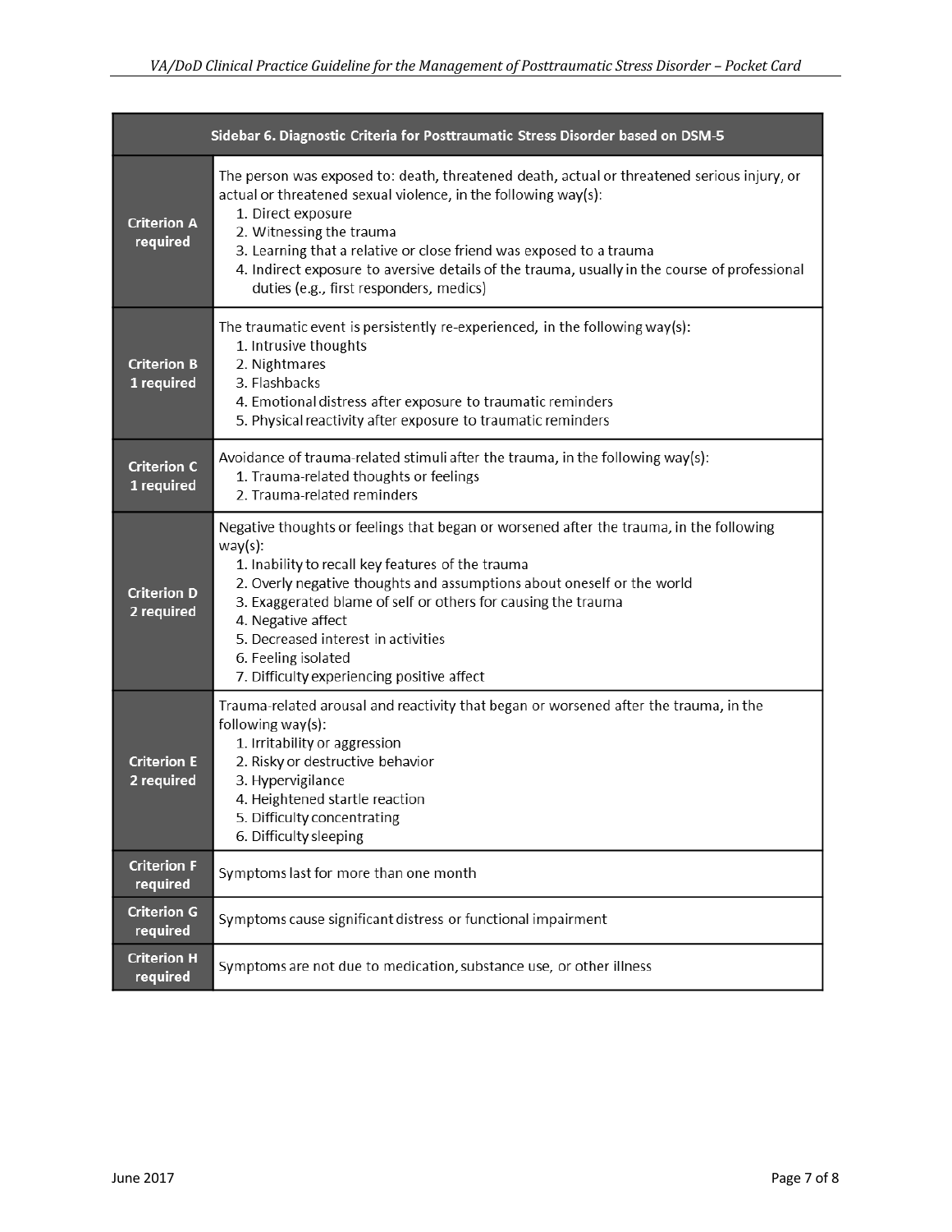| Sidebar 6. Diagnostic Criteria for Posttraumatic Stress Disorder based on DSM-5 | |
|---|---|
| **Criterion A required** | The person was exposed to: death, threatened death, actual or threatened serious injury, or actual or threatened sexual violence, in the following way(s):<br>1. Direct exposure<br>2. Witnessing the trauma<br>3. Learning that a relative or close friend was exposed to a trauma<br>4. Indirect exposure to aversive details of the trauma, usually in the course of professional duties (e.g., first responders, medics) |
| **Criterion B 1 required** | The traumatic event is persistently re-experienced, in the following way(s):<br>1. Intrusive thoughts<br>2. Nightmares<br>3. Flashbacks<br>4. Emotional distress after exposure to traumatic reminders<br>5. Physical reactivity after exposure to traumatic reminders |
| **Criterion C 1 required** | Avoidance of trauma-related stimuli after the trauma, in the following way(s):<br>1. Trauma-related thoughts or feelings<br>2. Trauma-related reminders |
| **Criterion D 2 required** | Negative thoughts or feelings that began or worsened after the trauma, in the following way(s):<br>1. Inability to recall key features of the trauma<br>2. Overly negative thoughts and assumptions about oneself or the world<br>3. Exaggerated blame of self or others for causing the trauma<br>4. Negative affect<br>5. Decreased interest in activities<br>6. Feeling isolated<br>7. Difficulty experiencing positive affect |
| **Criterion E 2 required** | Trauma-related arousal and reactivity that began or worsened after the trauma, in the following way(s):<br>1. Irritability or aggression<br>2. Risky or destructive behavior<br>3. Hypervigilance<br>4. Heightened startle reaction<br>5. Difficulty concentrating<br>6. Difficulty sleeping |
| **Criterion F required** | Symptoms last for more than one month |
| **Criterion G required** | Symptoms cause significant distress or functional impairment |
| **Criterion H required** | Symptoms are not due to medication, substance use, or other illness |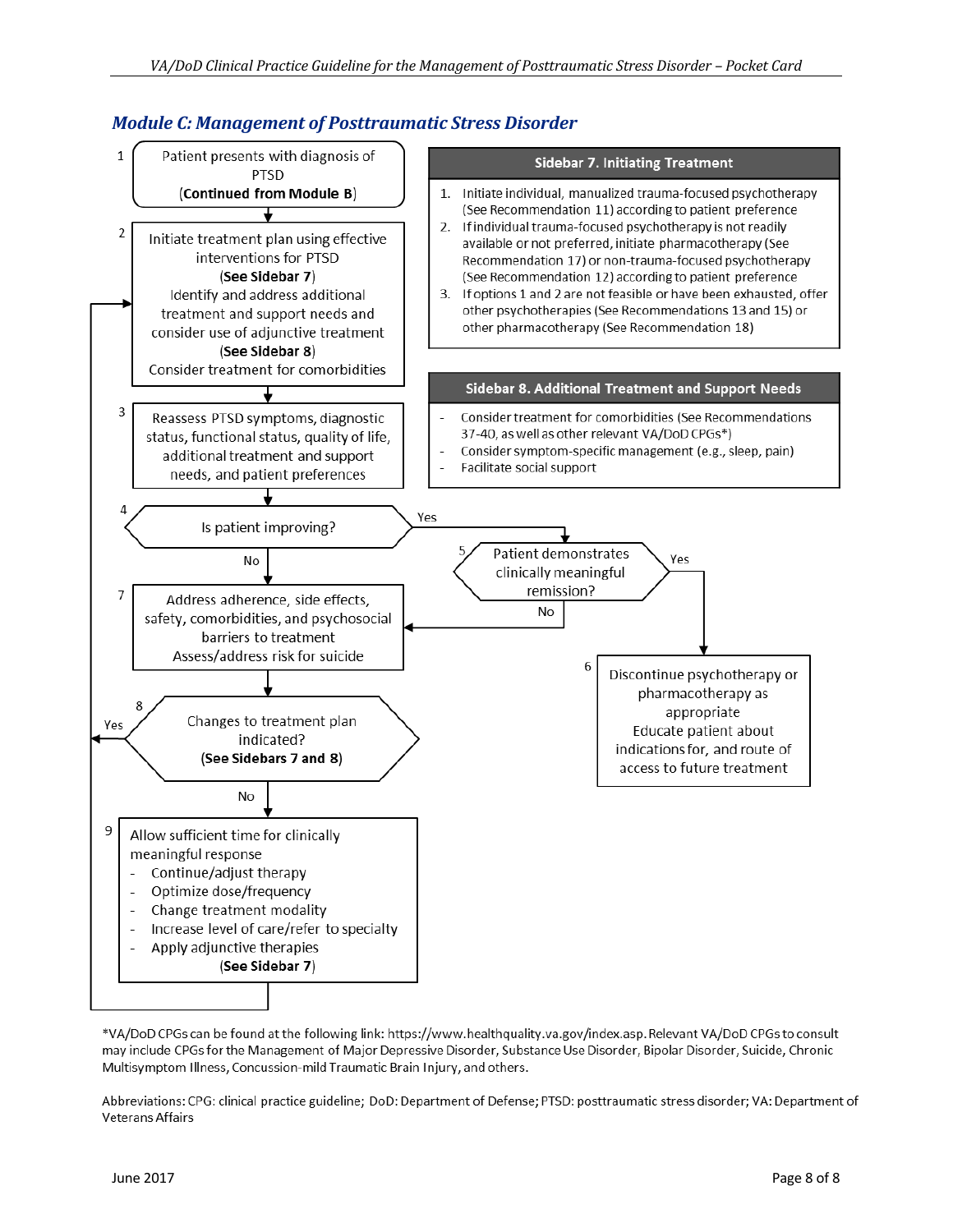## Module C: Management of Posttraumatic Stress Disorder

1. Patient presents with diagnosis of PTSD (**Continued from Module B**)

2. Initiate treatment plan using effective interventions for PTSD (**See Sidebar 7**)
Identify and address additional treatment and support needs and consider use of adjunctive treatment (**See Sidebar 8**)
Consider treatment for comorbidities

3. Reassess PTSD symptoms, diagnostic status, functional status, quality of life, additional treatment and support needs, and patient preferences

4. Is patient improving?
   - Yes → 5
   - No → 7

5. Patient demonstrates clinically meaningful remission?
   - Yes → 6
   - No → 7

6. Discontinue psychotherapy or pharmacotherapy as appropriate
Educate patient about indications for, and route of access to future treatment

7. Address adherence, side effects, safety, comorbidities, and psychosocial barriers to treatment
Assess/address risk for suicide

8. Changes to treatment plan indicated? (**See Sidebars 7 and 8**)
   - Yes → 2
   - No → 9

9. Allow sufficient time for clinically meaningful response
   - Continue/adjust therapy
   - Optimize dose/frequency
   - Change treatment modality
   - Increase level of care/refer to specialty
   - Apply adjunctive therapies

   (**See Sidebar 7**)

   → 2

### Sidebar 7. Initiating Treatment

1. Initiate individual, manualized trauma-focused psychotherapy (See Recommendation 11) according to patient preference
2. If individual trauma-focused psychotherapy is not readily available or not preferred, initiate pharmacotherapy (See Recommendation 17) or non-trauma-focused psychotherapy (See Recommendation 12) according to patient preference
3. If options 1 and 2 are not feasible or have been exhausted, offer other psychotherapies (See Recommendations 13 and 15) or other pharmacotherapy (See Recommendation 18)

### Sidebar 8. Additional Treatment and Support Needs

- Consider treatment for comorbidities (See Recommendations 37-40, as well as other relevant VA/DoD CPGs*)
- Consider symptom-specific management (e.g., sleep, pain)
- Facilitate social support

*VA/DoD CPGs can be found at the following link: https://www.healthquality.va.gov/index.asp. Relevant VA/DoD CPGs to consult may include CPGs for the Management of Major Depressive Disorder, Substance Use Disorder, Bipolar Disorder, Suicide, Chronic Multisymptom Illness, Concussion-mild Traumatic Brain Injury, and others.

Abbreviations: CPG: clinical practice guideline; DoD: Department of Defense; PTSD: posttraumatic stress disorder; VA: Department of Veterans Affairs

June 2017